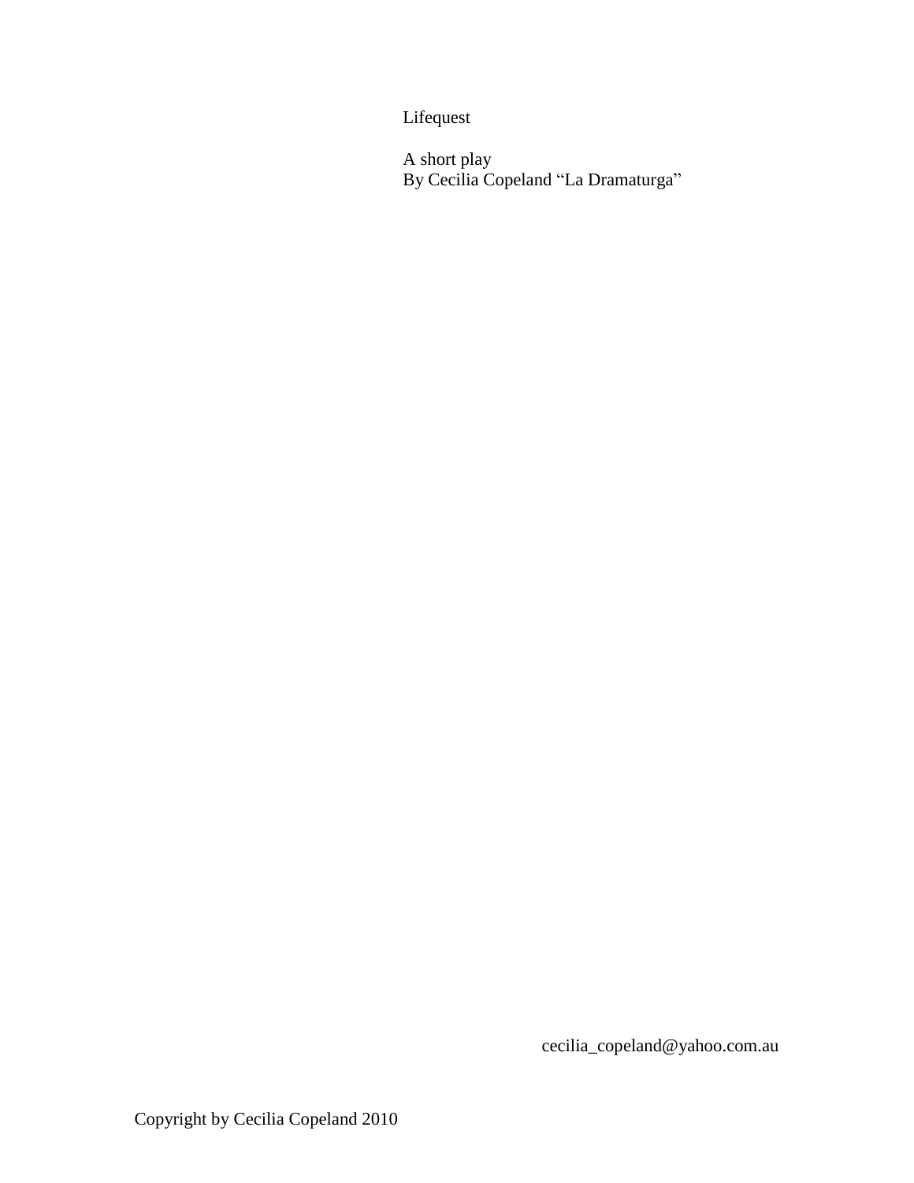# Lifequest

A short play
By Cecilia Copeland "La Dramaturga"

cecilia_copeland@yahoo.com.au

Copyright by Cecilia Copeland 2010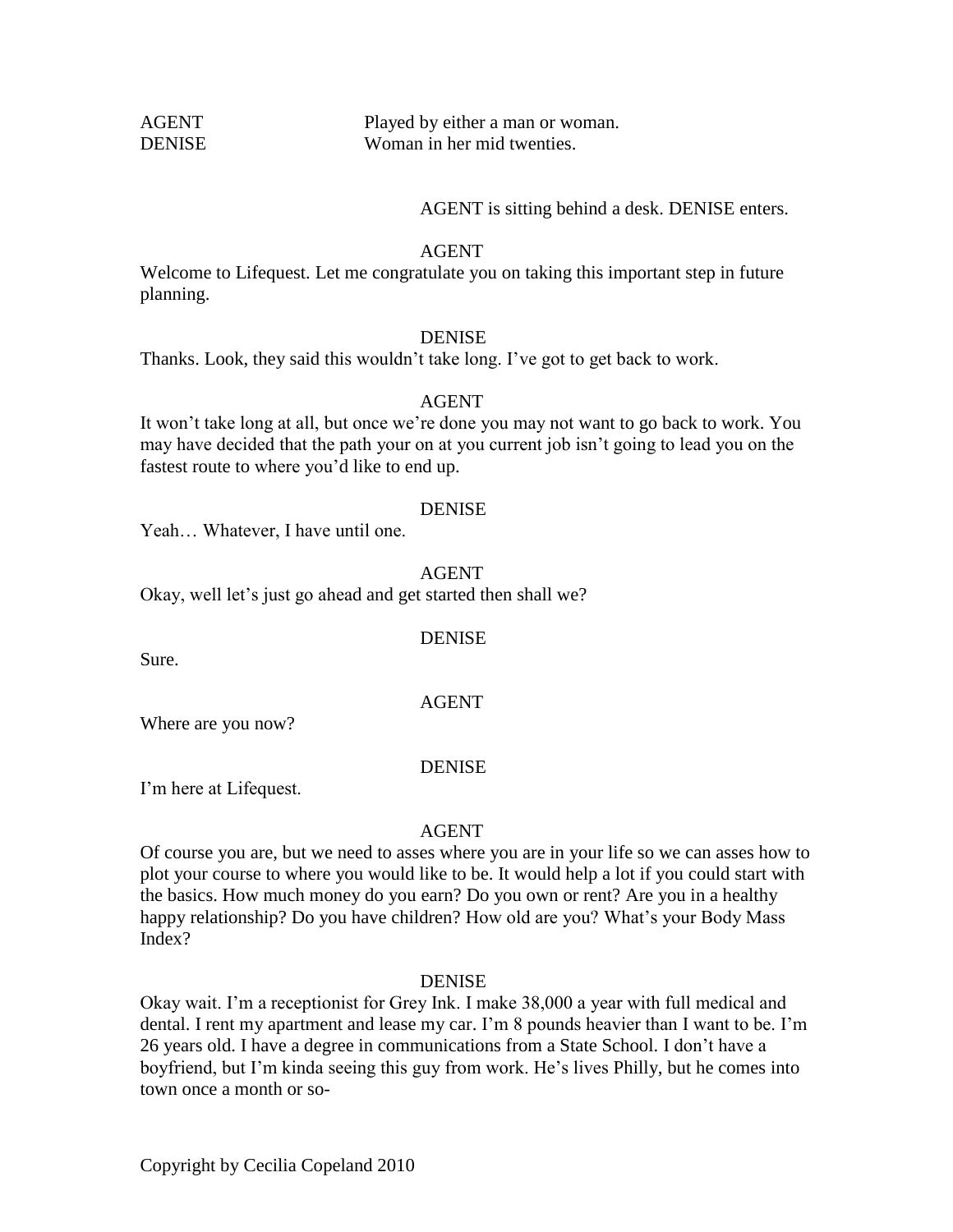AGENT    Played by either a man or woman.
DENISE    Woman in her mid twenties.

AGENT is sitting behind a desk. DENISE enters.

AGENT

Welcome to Lifequest. Let me congratulate you on taking this important step in future planning.

DENISE

Thanks. Look, they said this wouldn't take long. I've got to get back to work.

AGENT

It won't take long at all, but once we're done you may not want to go back to work. You may have decided that the path your on at you current job isn't going to lead you on the fastest route to where you'd like to end up.

DENISE

Yeah… Whatever, I have until one.

AGENT

Okay, well let's just go ahead and get started then shall we?

DENISE

Sure.

AGENT

Where are you now?

DENISE

I'm here at Lifequest.

AGENT

Of course you are, but we need to asses where you are in your life so we can asses how to plot your course to where you would like to be. It would help a lot if you could start with the basics. How much money do you earn? Do you own or rent? Are you in a healthy happy relationship? Do you have children? How old are you? What's your Body Mass Index?

DENISE

Okay wait. I'm a receptionist for Grey Ink. I make 38,000 a year with full medical and dental. I rent my apartment and lease my car. I'm 8 pounds heavier than I want to be. I'm 26 years old. I have a degree in communications from a State School. I don't have a boyfriend, but I'm kinda seeing this guy from work. He's lives Philly, but he comes into town once a month or so-

Copyright by Cecilia Copeland 2010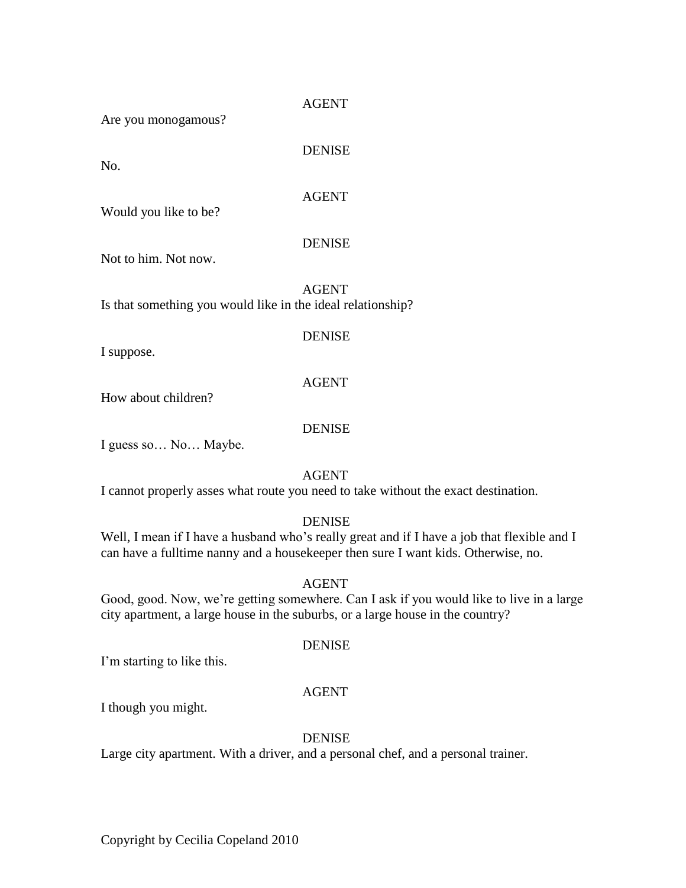AGENT

Are you monogamous?

DENISE

No.

AGENT

Would you like to be?

DENISE

Not to him. Not now.

AGENT

Is that something you would like in the ideal relationship?

DENISE

I suppose.

AGENT

How about children?

DENISE

I guess so… No… Maybe.

AGENT

I cannot properly asses what route you need to take without the exact destination.

DENISE

Well, I mean if I have a husband who's really great and if I have a job that flexible and I can have a fulltime nanny and a housekeeper then sure I want kids. Otherwise, no.

AGENT

Good, good. Now, we're getting somewhere. Can I ask if you would like to live in a large city apartment, a large house in the suburbs, or a large house in the country?

DENISE

I'm starting to like this.

AGENT

I though you might.

DENISE

Large city apartment. With a driver, and a personal chef, and a personal trainer.

Copyright by Cecilia Copeland 2010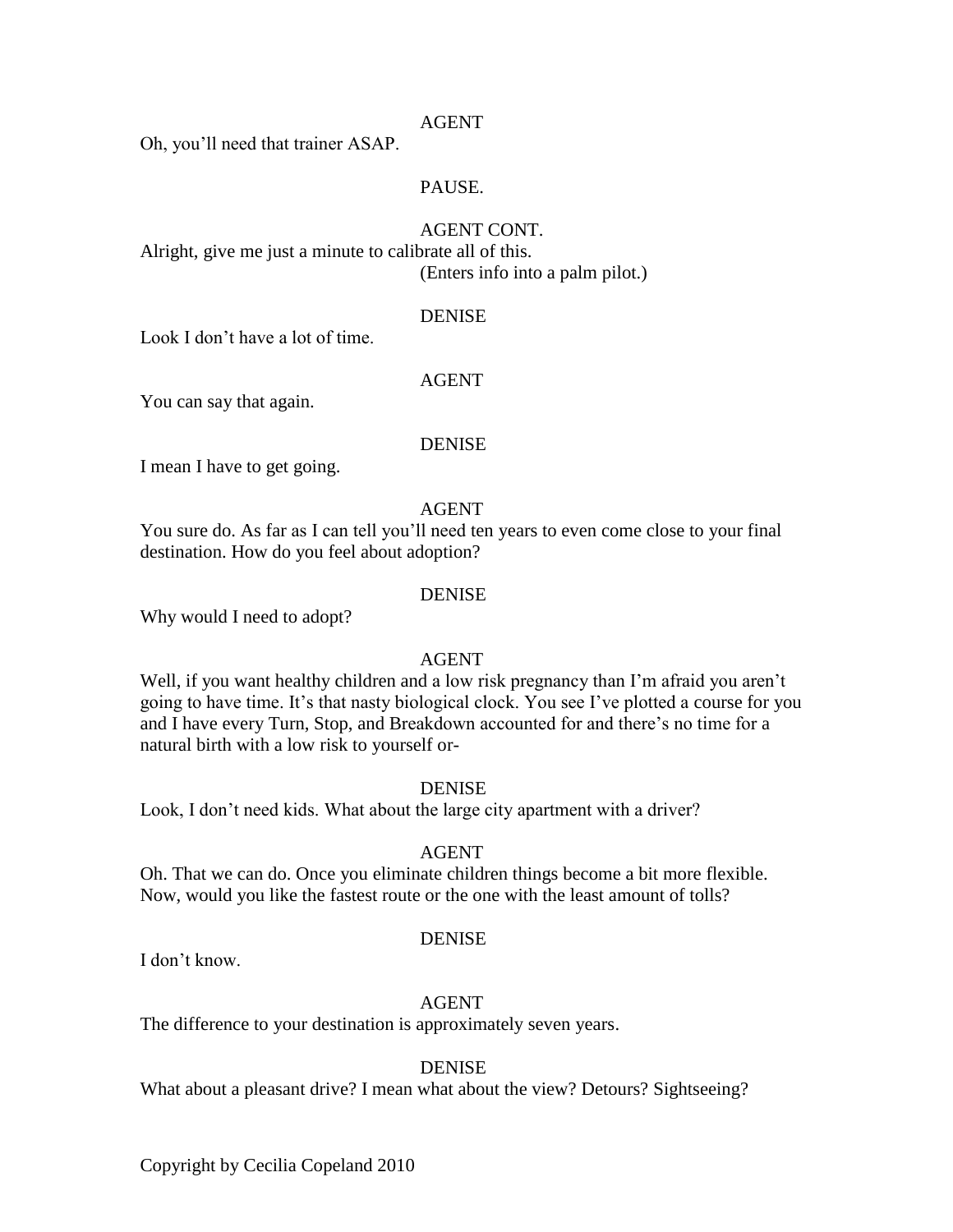AGENT

Oh, you'll need that trainer ASAP.

PAUSE.

AGENT CONT.

Alright, give me just a minute to calibrate all of this.

(Enters info into a palm pilot.)

DENISE

Look I don't have a lot of time.

AGENT

You can say that again.

DENISE

I mean I have to get going.

AGENT

You sure do. As far as I can tell you'll need ten years to even come close to your final destination. How do you feel about adoption?

DENISE

Why would I need to adopt?

AGENT

Well, if you want healthy children and a low risk pregnancy than I'm afraid you aren't going to have time. It's that nasty biological clock. You see I've plotted a course for you and I have every Turn, Stop, and Breakdown accounted for and there's no time for a natural birth with a low risk to yourself or-

DENISE

Look, I don't need kids. What about the large city apartment with a driver?

AGENT

Oh. That we can do. Once you eliminate children things become a bit more flexible. Now, would you like the fastest route or the one with the least amount of tolls?

DENISE

I don't know.

AGENT

The difference to your destination is approximately seven years.

DENISE

What about a pleasant drive? I mean what about the view? Detours? Sightseeing?

Copyright by Cecilia Copeland 2010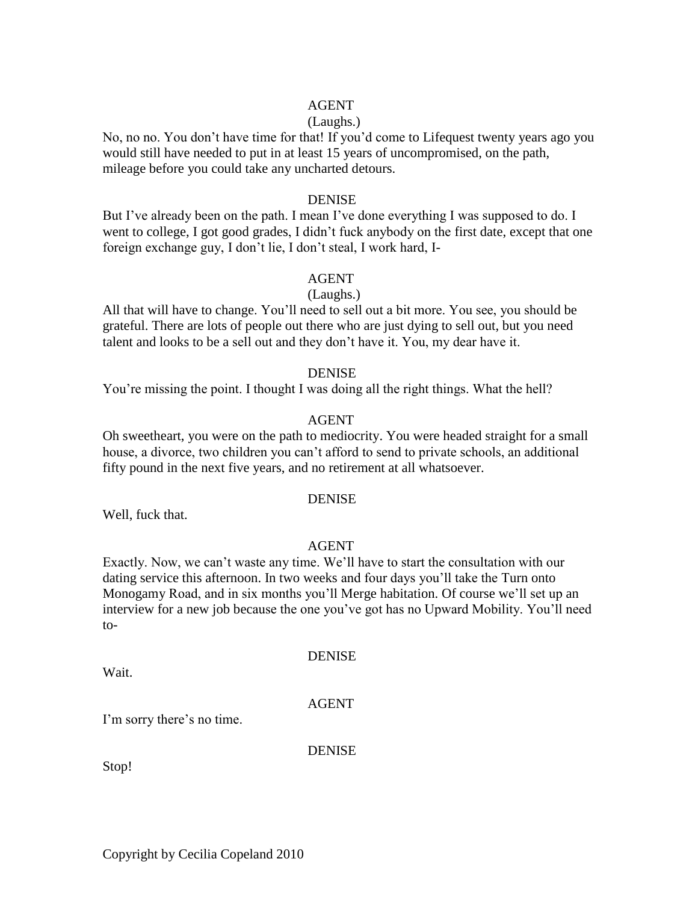AGENT

(Laughs.)

No, no no. You don't have time for that! If you'd come to Lifequest twenty years ago you would still have needed to put in at least 15 years of uncompromised, on the path, mileage before you could take any uncharted detours.

DENISE

But I've already been on the path. I mean I've done everything I was supposed to do. I went to college, I got good grades, I didn't fuck anybody on the first date, except that one foreign exchange guy, I don't lie, I don't steal, I work hard, I-

AGENT

(Laughs.)

All that will have to change. You'll need to sell out a bit more. You see, you should be grateful. There are lots of people out there who are just dying to sell out, but you need talent and looks to be a sell out and they don't have it. You, my dear have it.

DENISE

You're missing the point. I thought I was doing all the right things. What the hell?

AGENT

Oh sweetheart, you were on the path to mediocrity. You were headed straight for a small house, a divorce, two children you can't afford to send to private schools, an additional fifty pound in the next five years, and no retirement at all whatsoever.

DENISE

Well, fuck that.

AGENT

Exactly. Now, we can't waste any time. We'll have to start the consultation with our dating service this afternoon. In two weeks and four days you'll take the Turn onto Monogamy Road, and in six months you'll Merge habitation. Of course we'll set up an interview for a new job because the one you've got has no Upward Mobility. You'll need to-

DENISE

Wait.

AGENT

I'm sorry there's no time.

DENISE

Stop!

Copyright by Cecilia Copeland 2010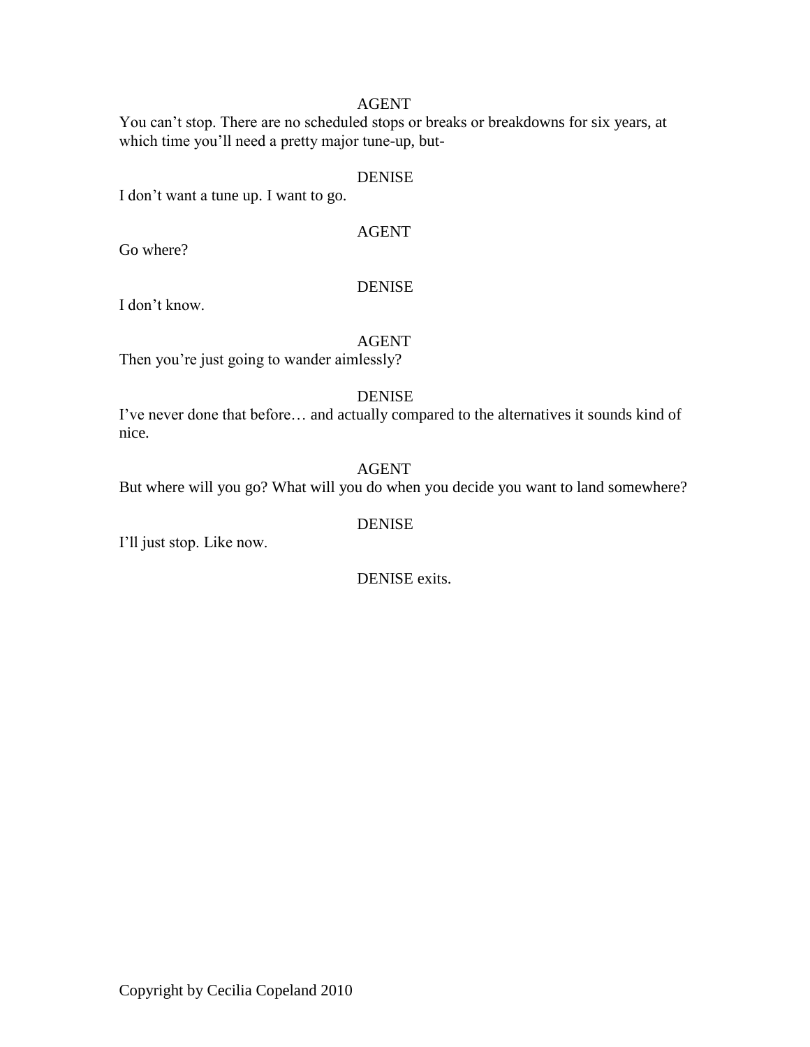AGENT

You can't stop. There are no scheduled stops or breaks or breakdowns for six years, at which time you'll need a pretty major tune-up, but-

DENISE

I don't want a tune up. I want to go.

AGENT

Go where?

DENISE

I don't know.

AGENT

Then you're just going to wander aimlessly?

DENISE

I've never done that before… and actually compared to the alternatives it sounds kind of nice.

AGENT

But where will you go? What will you do when you decide you want to land somewhere?

DENISE

I'll just stop. Like now.

DENISE exits.

Copyright by Cecilia Copeland 2010